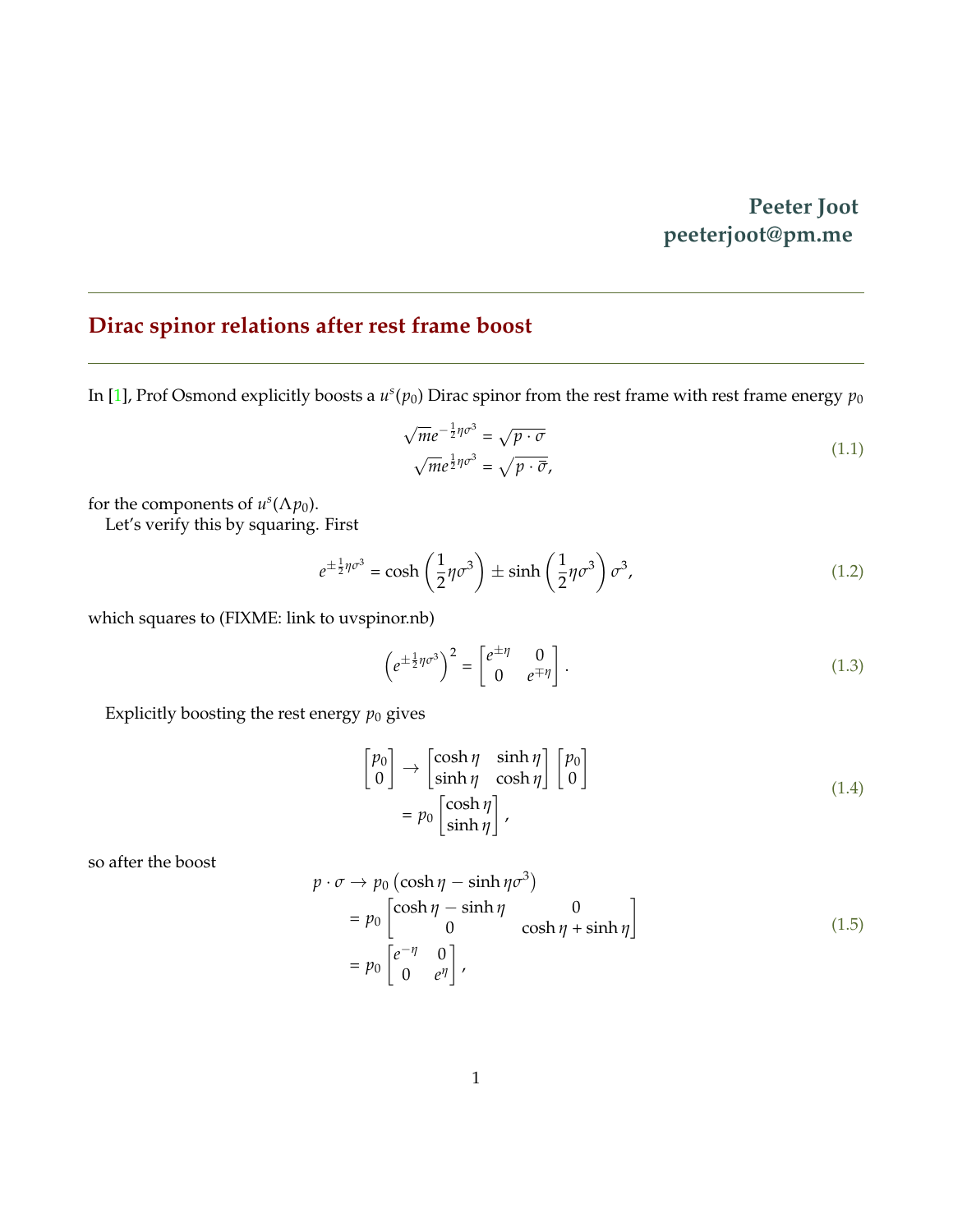Peeter Joot
peeterjoot@pm.me

## Dirac spinor relations after rest frame boost

In [1], Prof Osmond explicitly boosts a $u^s(p_0)$ Dirac spinor from the rest frame with rest frame energy $p_0$

$$
\begin{aligned}
\sqrt{m} e^{-\frac{1}{2}\eta\sigma^3} &= \sqrt{p \cdot \sigma} \\
\sqrt{m} e^{\frac{1}{2}\eta\sigma^3} &= \sqrt{p \cdot \overline{\sigma}},
\end{aligned}
\tag{1.1}
$$

for the components of $u^s(\Lambda p_0)$.

Let's verify this by squaring. First

$$
e^{\pm\frac{1}{2}\eta\sigma^3} = \cosh\left(\frac{1}{2}\eta\sigma^3\right) \pm \sinh\left(\frac{1}{2}\eta\sigma^3\right)\sigma^3,
\tag{1.2}
$$

which squares to (FIXME: link to uvspinor.nb)

$$
\left(e^{\pm\frac{1}{2}\eta\sigma^3}\right)^2 = \begin{bmatrix} e^{\pm\eta} & 0 \\ 0 & e^{\mp\eta} \end{bmatrix}.
\tag{1.3}
$$

Explicitly boosting the rest energy $p_0$ gives

$$
\begin{aligned}
\begin{bmatrix} p_0 \\ 0 \end{bmatrix} &\rightarrow \begin{bmatrix} \cosh\eta & \sinh\eta \\ \sinh\eta & \cosh\eta \end{bmatrix} \begin{bmatrix} p_0 \\ 0 \end{bmatrix} \\
&= p_0 \begin{bmatrix} \cosh\eta \\ \sinh\eta \end{bmatrix},
\end{aligned}
\tag{1.4}
$$

so after the boost

$$
\begin{aligned}
p \cdot \sigma &\rightarrow p_0\left(\cosh\eta - \sinh\eta\sigma^3\right) \\
&= p_0 \begin{bmatrix} \cosh\eta - \sinh\eta & 0 \\ 0 & \cosh\eta + \sinh\eta \end{bmatrix} \\
&= p_0 \begin{bmatrix} e^{-\eta} & 0 \\ 0 & e^{\eta} \end{bmatrix},
\end{aligned}
\tag{1.5}
$$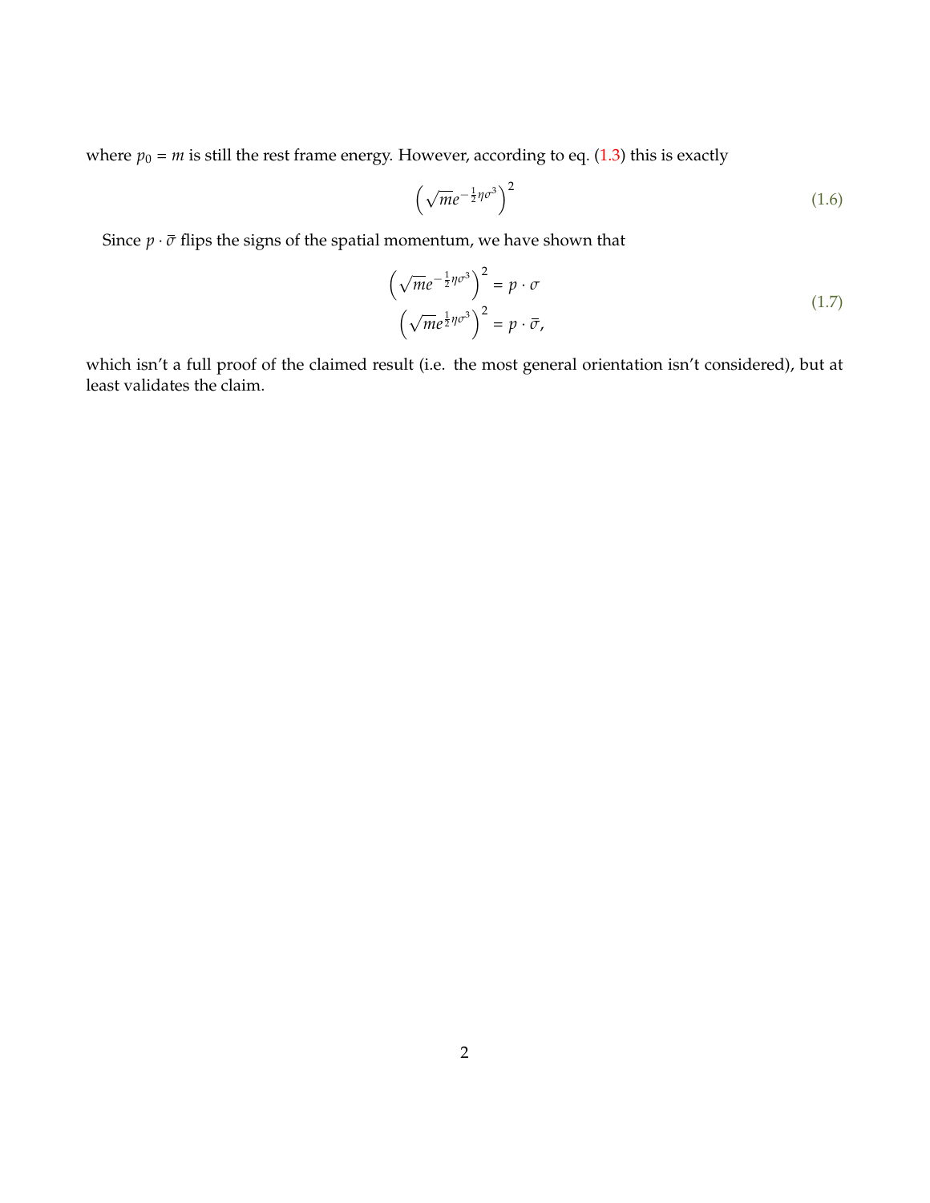where $p_0 = m$ is still the rest frame energy. However, according to eq. (1.3) this is exactly

$$\left(\sqrt{m}e^{-\frac{1}{2}\eta\sigma^3}\right)^2 \tag{1.6}$$

Since $p \cdot \bar{\sigma}$ flips the signs of the spatial momentum, we have shown that

$$\begin{aligned}\left(\sqrt{m}e^{-\frac{1}{2}\eta\sigma^3}\right)^2 &= p \cdot \sigma \\ \left(\sqrt{m}e^{\frac{1}{2}\eta\sigma^3}\right)^2 &= p \cdot \bar{\sigma},\end{aligned} \tag{1.7}$$

which isn't a full proof of the claimed result (i.e. the most general orientation isn't considered), but at least validates the claim.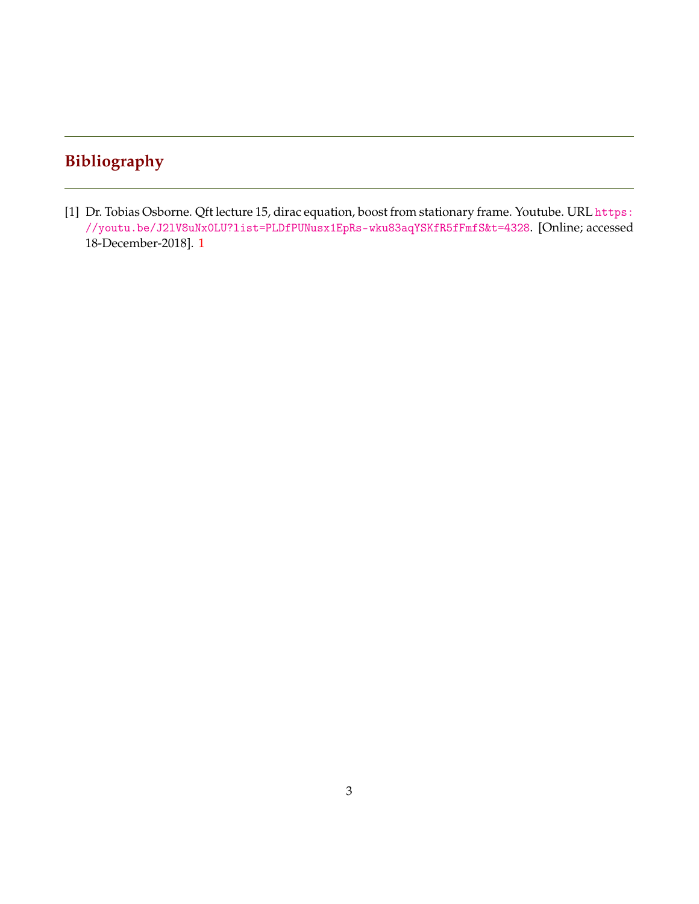## Bibliography

[1] Dr. Tobias Osborne. Qft lecture 15, dirac equation, boost from stationary frame. Youtube. URL https://youtu.be/J2lV8uNx0LU?list=PLDfPUNusx1EpRs-wku83aqYSKfR5fFmfS&t=4328. [Online; accessed 18-December-2018]. 1